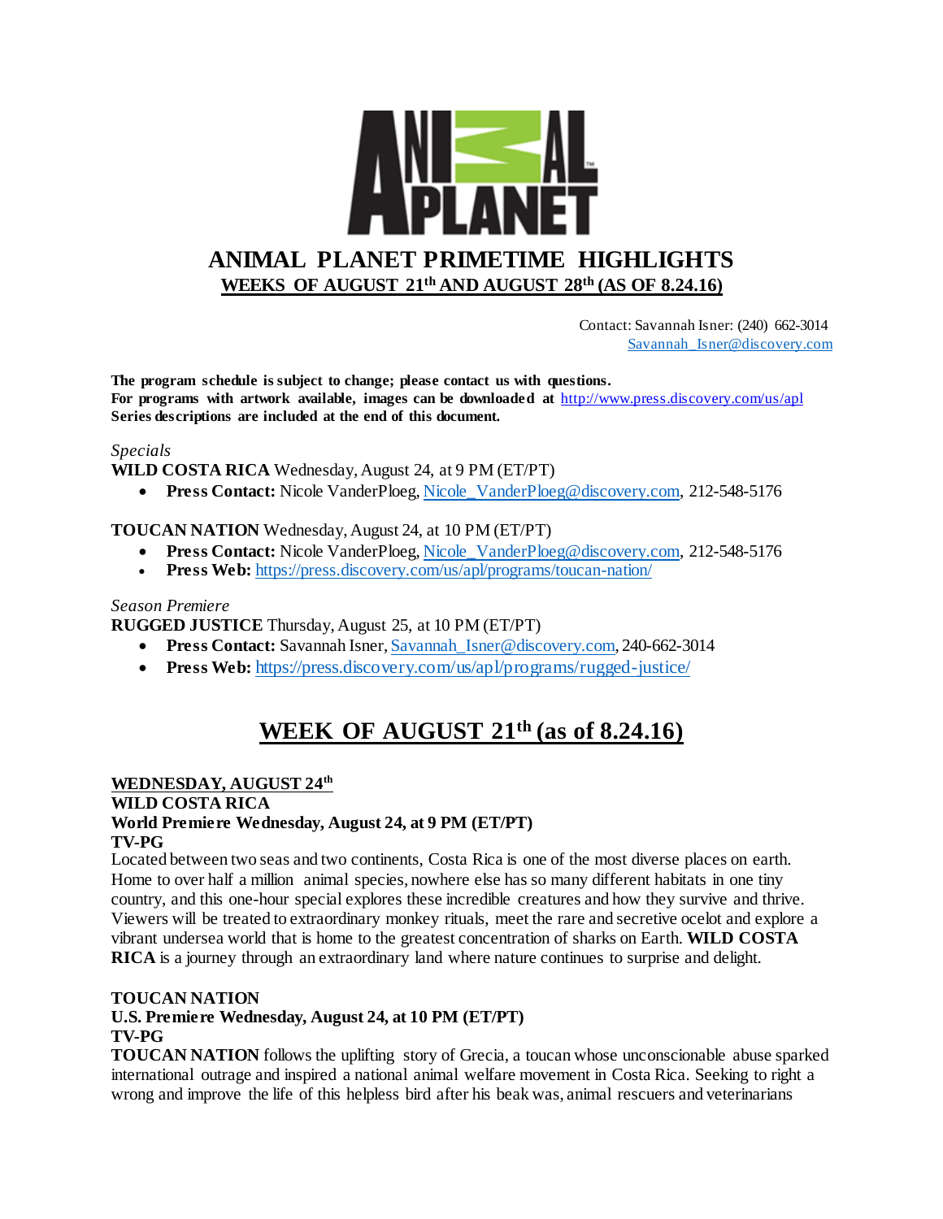# ANIMAL PLANET PRIMETIME HIGHLIGHTS

**WEEKS OF AUGUST 21th AND AUGUST 28th (AS OF 8.24.16)**

Contact: Savannah Isner: (240) 662-3014
Savannah_Isner@discovery.com

**The program schedule is subject to change; please contact us with questions.**
**For programs with artwork available, images can be downloaded at** http://www.press.discovery.com/us/apl
**Series descriptions are included at the end of this document.**

*Specials*

**WILD COSTA RICA** Wednesday, August 24, at 9 PM (ET/PT)

- **Press Contact:** Nicole VanderPloeg, Nicole_VanderPloeg@discovery.com, 212-548-5176

**TOUCAN NATION** Wednesday, August 24, at 10 PM (ET/PT)

- **Press Contact:** Nicole VanderPloeg, Nicole_VanderPloeg@discovery.com, 212-548-5176
- **Press Web:** https://press.discovery.com/us/apl/programs/toucan-nation/

*Season Premiere*

**RUGGED JUSTICE** Thursday, August 25, at 10 PM (ET/PT)

- **Press Contact:** Savannah Isner, Savannah_Isner@discovery.com, 240-662-3014
- **Press Web:** https://press.discovery.com/us/apl/programs/rugged-justice/

## WEEK OF AUGUST 21th (as of 8.24.16)

**WEDNESDAY, AUGUST 24th**

**WILD COSTA RICA**
**World Premiere Wednesday, August 24, at 9 PM (ET/PT)**
**TV-PG**

Located between two seas and two continents, Costa Rica is one of the most diverse places on earth. Home to over half a million animal species, nowhere else has so many different habitats in one tiny country, and this one-hour special explores these incredible creatures and how they survive and thrive. Viewers will be treated to extraordinary monkey rituals, meet the rare and secretive ocelot and explore a vibrant undersea world that is home to the greatest concentration of sharks on Earth. **WILD COSTA RICA** is a journey through an extraordinary land where nature continues to surprise and delight.

**TOUCAN NATION**
**U.S. Premiere Wednesday, August 24, at 10 PM (ET/PT)**
**TV-PG**

**TOUCAN NATION** follows the uplifting story of Grecia, a toucan whose unconscionable abuse sparked international outrage and inspired a national animal welfare movement in Costa Rica. Seeking to right a wrong and improve the life of this helpless bird after his beak was, animal rescuers and veterinarians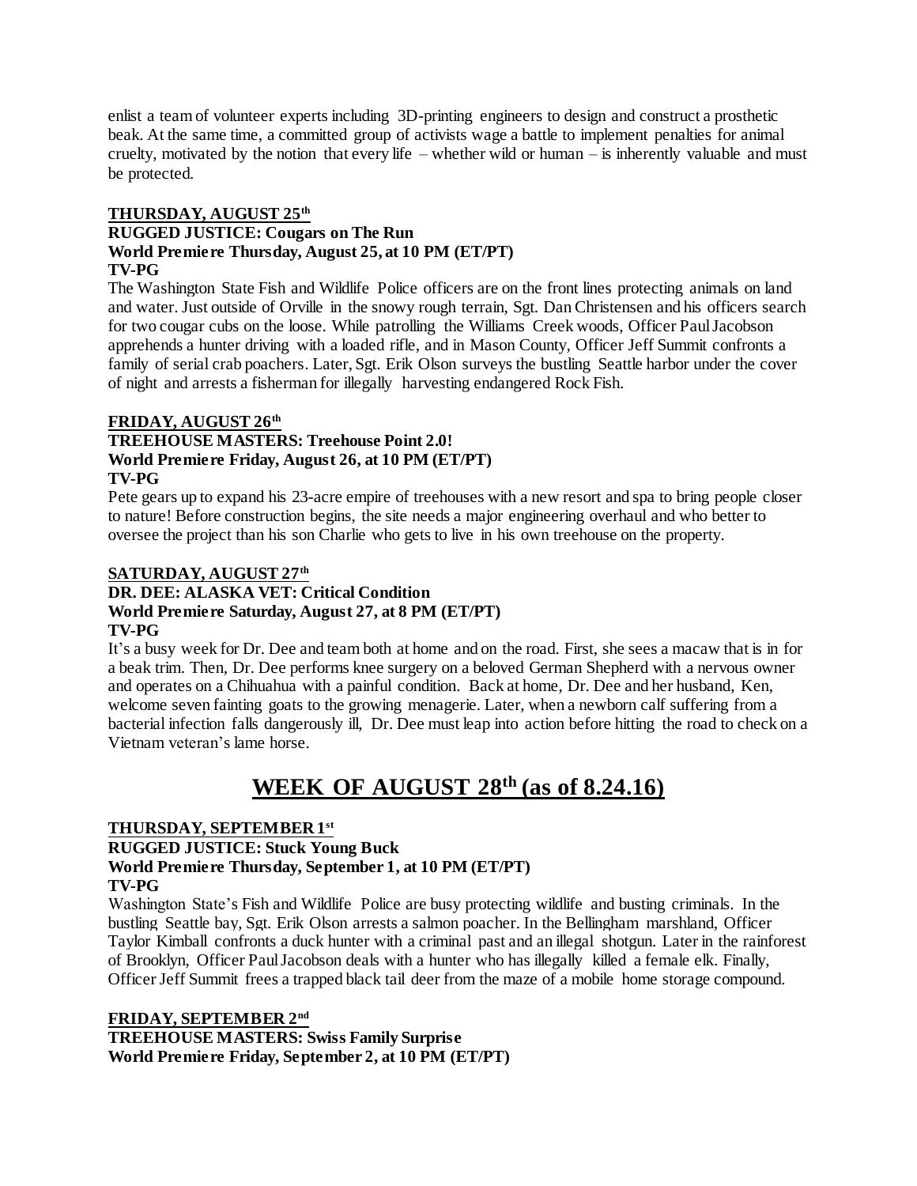enlist a team of volunteer experts including 3D-printing engineers to design and construct a prosthetic beak. At the same time, a committed group of activists wage a battle to implement penalties for animal cruelty, motivated by the notion that every life – whether wild or human – is inherently valuable and must be protected.

**THURSDAY, AUGUST 25th**

**RUGGED JUSTICE: Cougars on The Run**
**World Premiere Thursday, August 25, at 10 PM (ET/PT)**
**TV-PG**

The Washington State Fish and Wildlife Police officers are on the front lines protecting animals on land and water. Just outside of Orville in the snowy rough terrain, Sgt. Dan Christensen and his officers search for two cougar cubs on the loose. While patrolling the Williams Creek woods, Officer Paul Jacobson apprehends a hunter driving with a loaded rifle, and in Mason County, Officer Jeff Summit confronts a family of serial crab poachers. Later, Sgt. Erik Olson surveys the bustling Seattle harbor under the cover of night and arrests a fisherman for illegally harvesting endangered Rock Fish.

**FRIDAY, AUGUST 26th**

**TREEHOUSE MASTERS: Treehouse Point 2.0!**
**World Premiere Friday, August 26, at 10 PM (ET/PT)**
**TV-PG**

Pete gears up to expand his 23-acre empire of treehouses with a new resort and spa to bring people closer to nature! Before construction begins, the site needs a major engineering overhaul and who better to oversee the project than his son Charlie who gets to live in his own treehouse on the property.

**SATURDAY, AUGUST 27th**

**DR. DEE: ALASKA VET: Critical Condition**
**World Premiere Saturday, August 27, at 8 PM (ET/PT)**
**TV-PG**

It's a busy week for Dr. Dee and team both at home and on the road. First, she sees a macaw that is in for a beak trim. Then, Dr. Dee performs knee surgery on a beloved German Shepherd with a nervous owner and operates on a Chihuahua with a painful condition. Back at home, Dr. Dee and her husband, Ken, welcome seven fainting goats to the growing menagerie. Later, when a newborn calf suffering from a bacterial infection falls dangerously ill, Dr. Dee must leap into action before hitting the road to check on a Vietnam veteran's lame horse.

# WEEK OF AUGUST 28th (as of 8.24.16)

**THURSDAY, SEPTEMBER 1st**

**RUGGED JUSTICE: Stuck Young Buck**
**World Premiere Thursday, September 1, at 10 PM (ET/PT)**
**TV-PG**

Washington State's Fish and Wildlife Police are busy protecting wildlife and busting criminals. In the bustling Seattle bay, Sgt. Erik Olson arrests a salmon poacher. In the Bellingham marshland, Officer Taylor Kimball confronts a duck hunter with a criminal past and an illegal shotgun. Later in the rainforest of Brooklyn, Officer Paul Jacobson deals with a hunter who has illegally killed a female elk. Finally, Officer Jeff Summit frees a trapped black tail deer from the maze of a mobile home storage compound.

**FRIDAY, SEPTEMBER 2nd**

**TREEHOUSE MASTERS: Swiss Family Surprise**
**World Premiere Friday, September 2, at 10 PM (ET/PT)**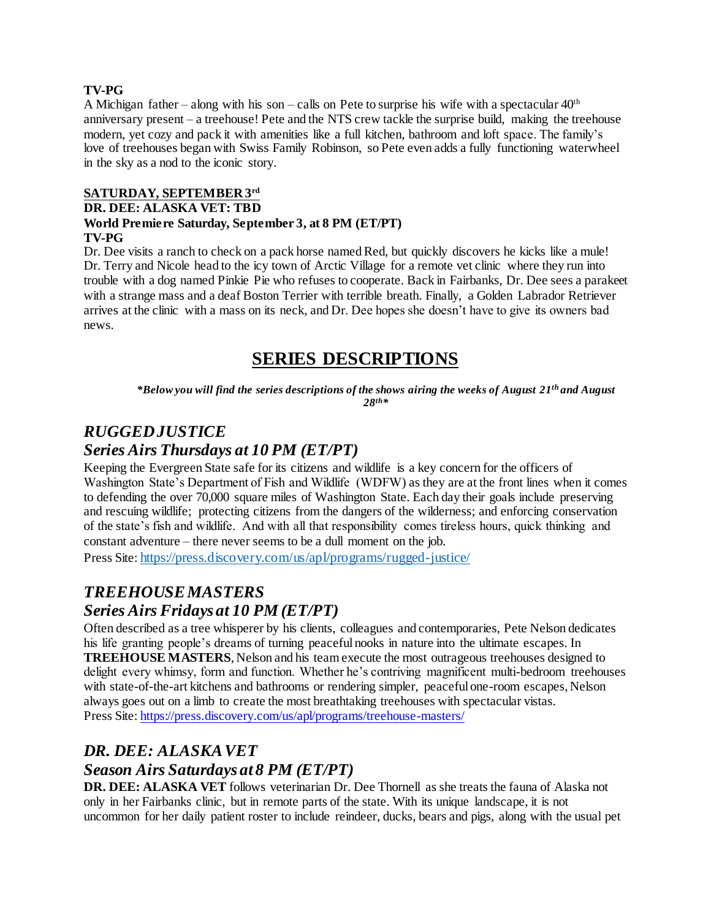**TV-PG**

A Michigan father – along with his son – calls on Pete to surprise his wife with a spectacular 40th anniversary present – a treehouse! Pete and the NTS crew tackle the surprise build, making the treehouse modern, yet cozy and pack it with amenities like a full kitchen, bathroom and loft space. The family's love of treehouses began with Swiss Family Robinson, so Pete even adds a fully functioning waterwheel in the sky as a nod to the iconic story.

**SATURDAY, SEPTEMBER 3rd**

**DR. DEE: ALASKA VET: TBD**

**World Premiere Saturday, September 3, at 8 PM (ET/PT)**

**TV-PG**

Dr. Dee visits a ranch to check on a pack horse named Red, but quickly discovers he kicks like a mule! Dr. Terry and Nicole head to the icy town of Arctic Village for a remote vet clinic where they run into trouble with a dog named Pinkie Pie who refuses to cooperate. Back in Fairbanks, Dr. Dee sees a parakeet with a strange mass and a deaf Boston Terrier with terrible breath. Finally, a Golden Labrador Retriever arrives at the clinic with a mass on its neck, and Dr. Dee hopes she doesn't have to give its owners bad news.

# SERIES DESCRIPTIONS

***Below you will find the series descriptions of the shows airing the weeks of August 21th and August 28th***

## *RUGGED JUSTICE*

## *Series Airs Thursdays at 10 PM (ET/PT)*

Keeping the Evergreen State safe for its citizens and wildlife is a key concern for the officers of Washington State's Department of Fish and Wildlife (WDFW) as they are at the front lines when it comes to defending the over 70,000 square miles of Washington State. Each day their goals include preserving and rescuing wildlife; protecting citizens from the dangers of the wilderness; and enforcing conservation of the state's fish and wildlife. And with all that responsibility comes tireless hours, quick thinking and constant adventure – there never seems to be a dull moment on the job.

Press Site: https://press.discovery.com/us/apl/programs/rugged-justice/

## *TREEHOUSE MASTERS*

## *Series Airs Fridays at 10 PM (ET/PT)*

Often described as a tree whisperer by his clients, colleagues and contemporaries, Pete Nelson dedicates his life granting people's dreams of turning peaceful nooks in nature into the ultimate escapes. In **TREEHOUSE MASTERS**, Nelson and his team execute the most outrageous treehouses designed to delight every whimsy, form and function. Whether he's contriving magnificent multi-bedroom treehouses with state-of-the-art kitchens and bathrooms or rendering simpler, peaceful one-room escapes, Nelson always goes out on a limb to create the most breathtaking treehouses with spectacular vistas.

Press Site: https://press.discovery.com/us/apl/programs/treehouse-masters/

## *DR. DEE: ALASKA VET*

## *Season Airs Saturdays at 8 PM (ET/PT)*

**DR. DEE: ALASKA VET** follows veterinarian Dr. Dee Thornell as she treats the fauna of Alaska not only in her Fairbanks clinic, but in remote parts of the state. With its unique landscape, it is not uncommon for her daily patient roster to include reindeer, ducks, bears and pigs, along with the usual pet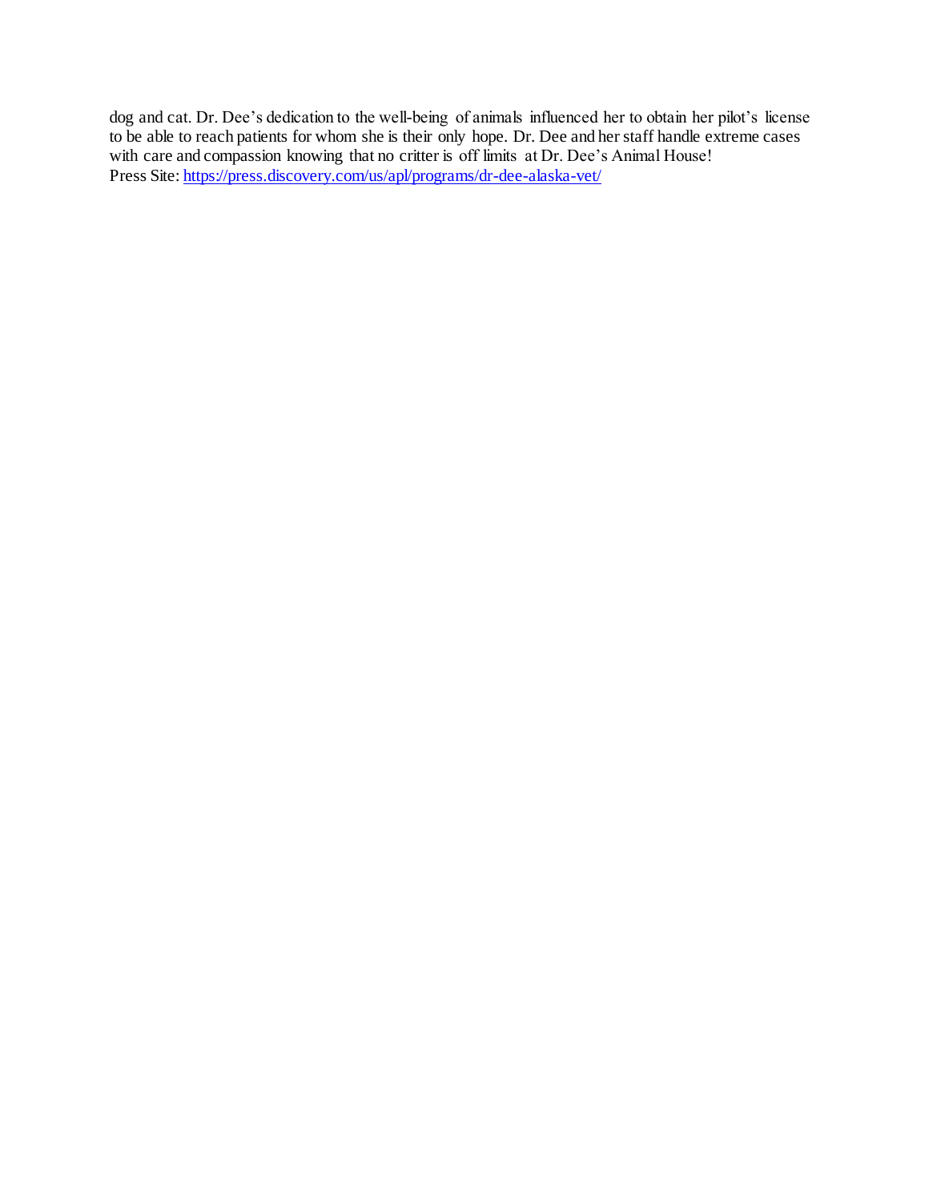dog and cat. Dr. Dee's dedication to the well-being of animals influenced her to obtain her pilot's license to be able to reach patients for whom she is their only hope. Dr. Dee and her staff handle extreme cases with care and compassion knowing that no critter is off limits at Dr. Dee's Animal House!

Press Site: https://press.discovery.com/us/apl/programs/dr-dee-alaska-vet/